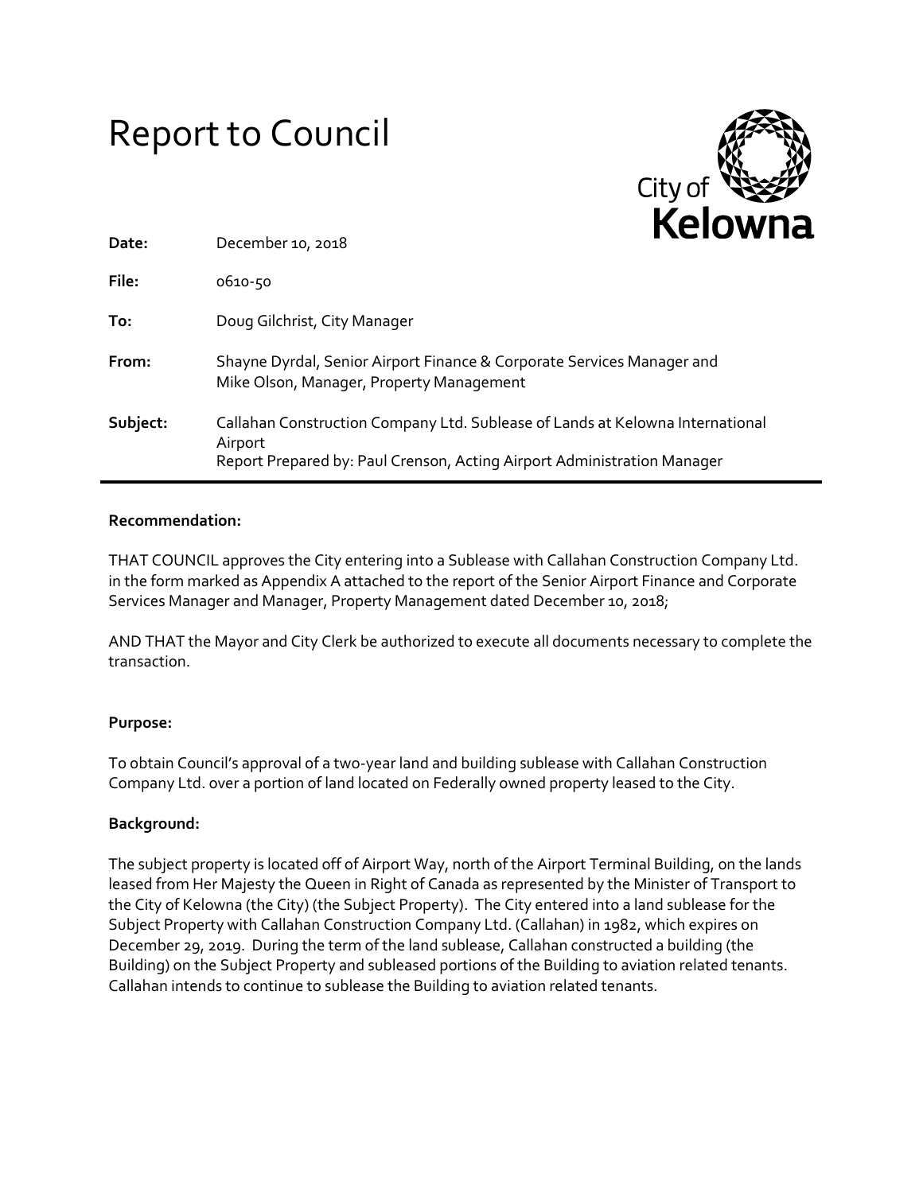# Report to Council

City of Kelowna

| | |
|---|---|
| **Date:** | December 10, 2018 |
| **File:** | 0610-50 |
| **To:** | Doug Gilchrist, City Manager |
| **From:** | Shayne Dyrdal, Senior Airport Finance & Corporate Services Manager and Mike Olson, Manager, Property Management |
| **Subject:** | Callahan Construction Company Ltd. Sublease of Lands at Kelowna International Airport<br>Report Prepared by: Paul Crenson, Acting Airport Administration Manager |

**Recommendation:**

THAT COUNCIL approves the City entering into a Sublease with Callahan Construction Company Ltd. in the form marked as Appendix A attached to the report of the Senior Airport Finance and Corporate Services Manager and Manager, Property Management dated December 10, 2018;

AND THAT the Mayor and City Clerk be authorized to execute all documents necessary to complete the transaction.

**Purpose:**

To obtain Council's approval of a two-year land and building sublease with Callahan Construction Company Ltd. over a portion of land located on Federally owned property leased to the City.

**Background:**

The subject property is located off of Airport Way, north of the Airport Terminal Building, on the lands leased from Her Majesty the Queen in Right of Canada as represented by the Minister of Transport to the City of Kelowna (the City) (the Subject Property). The City entered into a land sublease for the Subject Property with Callahan Construction Company Ltd. (Callahan) in 1982, which expires on December 29, 2019. During the term of the land sublease, Callahan constructed a building (the Building) on the Subject Property and subleased portions of the Building to aviation related tenants. Callahan intends to continue to sublease the Building to aviation related tenants.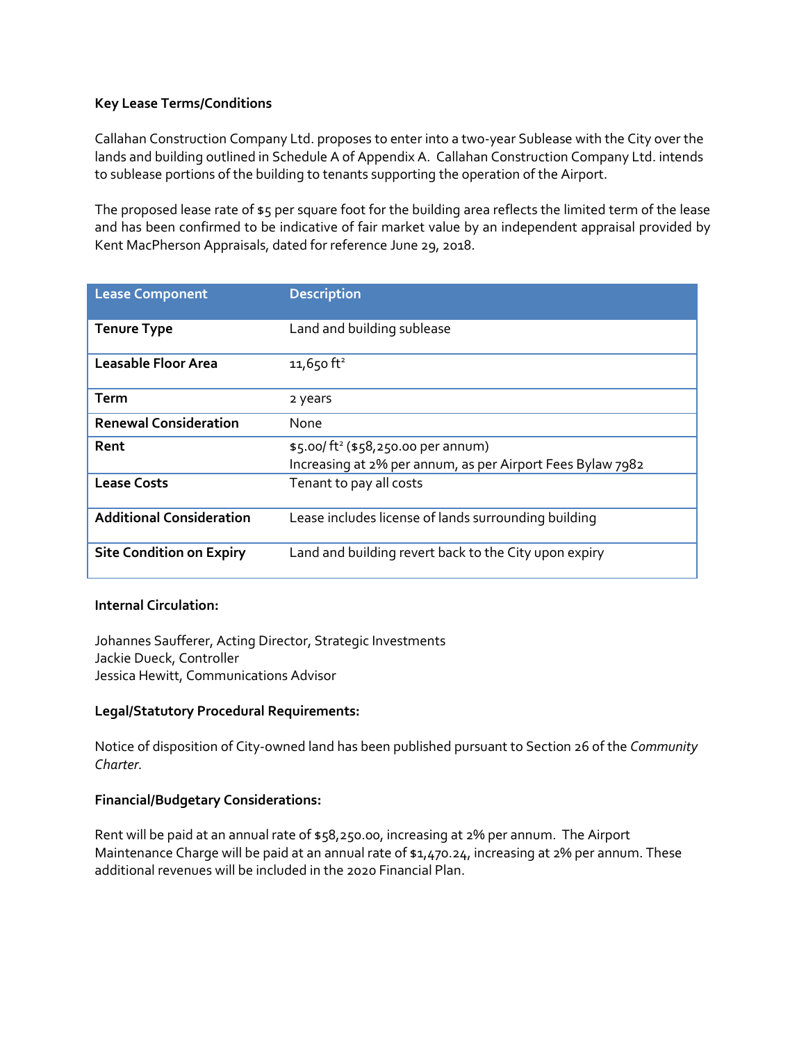**Key Lease Terms/Conditions**

Callahan Construction Company Ltd. proposes to enter into a two-year Sublease with the City over the lands and building outlined in Schedule A of Appendix A. Callahan Construction Company Ltd. intends to sublease portions of the building to tenants supporting the operation of the Airport.

The proposed lease rate of $5 per square foot for the building area reflects the limited term of the lease and has been confirmed to be indicative of fair market value by an independent appraisal provided by Kent MacPherson Appraisals, dated for reference June 29, 2018.

| Lease Component | Description |
|---|---|
| **Tenure Type** | Land and building sublease |
| **Leasable Floor Area** | 11,650 ft² |
| **Term** | 2 years |
| **Renewal Consideration** | None |
| **Rent** | $5.00/ ft² ($58,250.00 per annum)<br>Increasing at 2% per annum, as per Airport Fees Bylaw 7982 |
| **Lease Costs** | Tenant to pay all costs |
| **Additional Consideration** | Lease includes license of lands surrounding building |
| **Site Condition on Expiry** | Land and building revert back to the City upon expiry |

**Internal Circulation:**

Johannes Saufferer, Acting Director, Strategic Investments
Jackie Dueck, Controller
Jessica Hewitt, Communications Advisor

**Legal/Statutory Procedural Requirements:**

Notice of disposition of City-owned land has been published pursuant to Section 26 of the *Community Charter.*

**Financial/Budgetary Considerations:**

Rent will be paid at an annual rate of $58,250.00, increasing at 2% per annum. The Airport Maintenance Charge will be paid at an annual rate of $1,470.24, increasing at 2% per annum. These additional revenues will be included in the 2020 Financial Plan.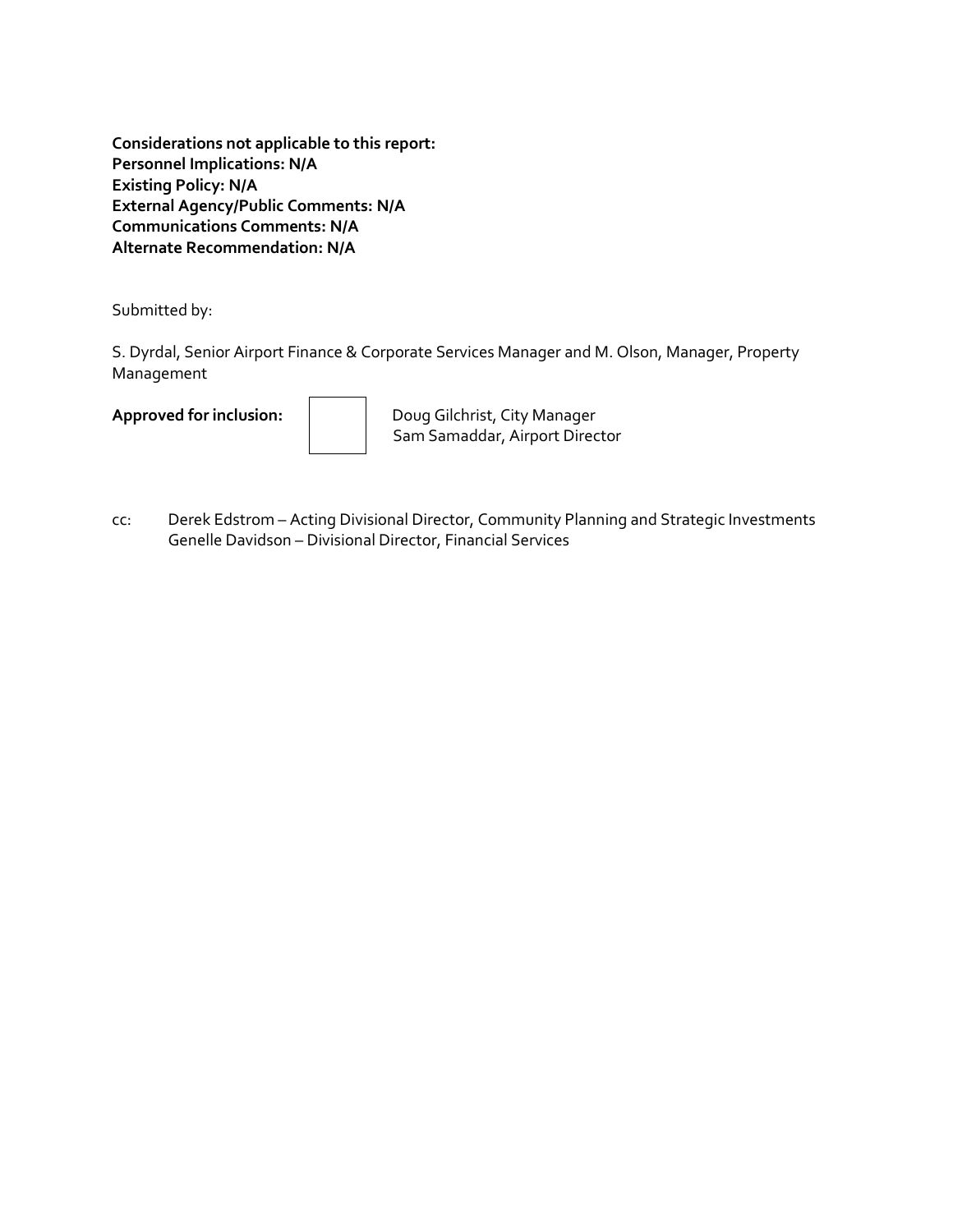**Considerations not applicable to this report:**
**Personnel Implications: N/A**
**Existing Policy: N/A**
**External Agency/Public Comments: N/A**
**Communications Comments: N/A**
**Alternate Recommendation: N/A**

Submitted by:

S. Dyrdal, Senior Airport Finance & Corporate Services Manager and M. Olson, Manager, Property Management

**Approved for inclusion:** Doug Gilchrist, City Manager
Sam Samaddar, Airport Director

cc: Derek Edstrom – Acting Divisional Director, Community Planning and Strategic Investments
Genelle Davidson – Divisional Director, Financial Services